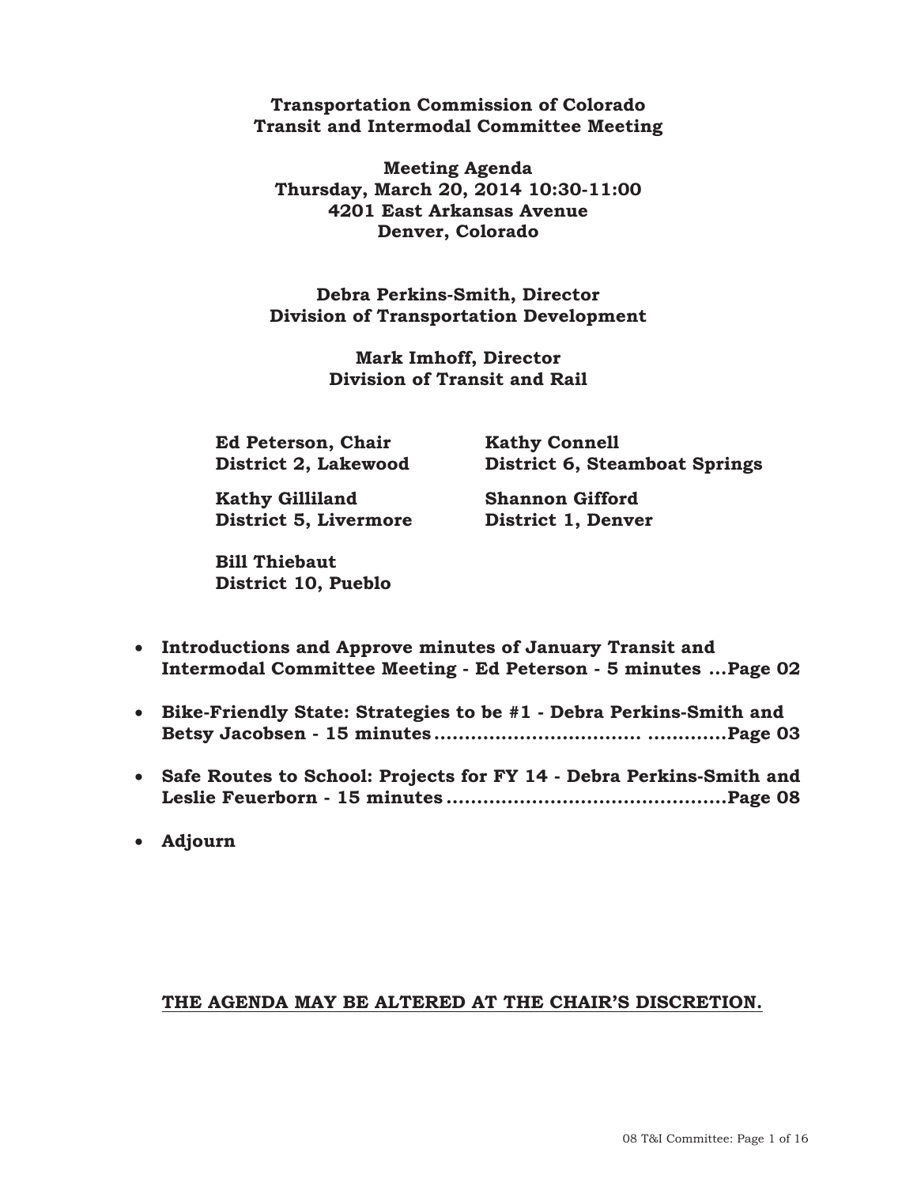**Transportation Commission of Colorado**
**Transit and Intermodal Committee Meeting**

**Meeting Agenda**
**Thursday, March 20, 2014 10:30-11:00**
**4201 East Arkansas Avenue**
**Denver, Colorado**

**Debra Perkins-Smith, Director**
**Division of Transportation Development**

**Mark Imhoff, Director**
**Division of Transit and Rail**

**Ed Peterson, Chair**
**District 2, Lakewood**

**Kathy Connell**
**District 6, Steamboat Springs**

**Kathy Gilliland**
**District 5, Livermore**

**Shannon Gifford**
**District 1, Denver**

**Bill Thiebaut**
**District 10, Pueblo**

- **Introductions and Approve minutes of January Transit and Intermodal Committee Meeting - Ed Peterson - 5 minutes ...Page 02**
- **Bike-Friendly State: Strategies to be #1 - Debra Perkins-Smith and Betsy Jacobsen - 15 minutes................................. ............Page 03**
- **Safe Routes to School: Projects for FY 14 - Debra Perkins-Smith and Leslie Feuerborn - 15 minutes.............................................Page 08**
- **Adjourn**

**THE AGENDA MAY BE ALTERED AT THE CHAIR'S DISCRETION.**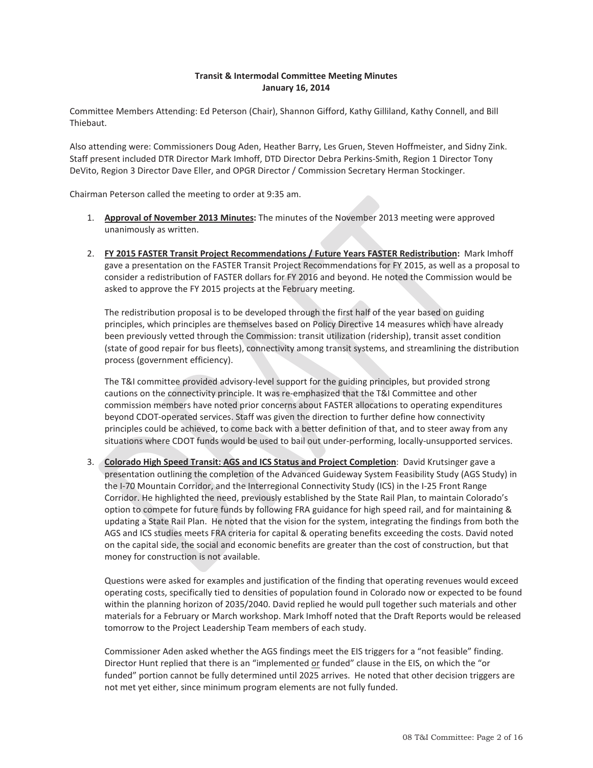**Transit & Intermodal Committee Meeting Minutes**
**January 16, 2014**

Committee Members Attending: Ed Peterson (Chair), Shannon Gifford, Kathy Gilliland, Kathy Connell, and Bill Thiebaut.

Also attending were: Commissioners Doug Aden, Heather Barry, Les Gruen, Steven Hoffmeister, and Sidny Zink. Staff present included DTR Director Mark Imhoff, DTD Director Debra Perkins-Smith, Region 1 Director Tony DeVito, Region 3 Director Dave Eller, and OPGR Director / Commission Secretary Herman Stockinger.

Chairman Peterson called the meeting to order at 9:35 am.

1. **Approval of November 2013 Minutes:** The minutes of the November 2013 meeting were approved unanimously as written.

2. **FY 2015 FASTER Transit Project Recommendations / Future Years FASTER Redistribution:** Mark Imhoff gave a presentation on the FASTER Transit Project Recommendations for FY 2015, as well as a proposal to consider a redistribution of FASTER dollars for FY 2016 and beyond. He noted the Commission would be asked to approve the FY 2015 projects at the February meeting.

   The redistribution proposal is to be developed through the first half of the year based on guiding principles, which principles are themselves based on Policy Directive 14 measures which have already been previously vetted through the Commission: transit utilization (ridership), transit asset condition (state of good repair for bus fleets), connectivity among transit systems, and streamlining the distribution process (government efficiency).

   The T&I committee provided advisory-level support for the guiding principles, but provided strong cautions on the connectivity principle. It was re-emphasized that the T&I Committee and other commission members have noted prior concerns about FASTER allocations to operating expenditures beyond CDOT-operated services. Staff was given the direction to further define how connectivity principles could be achieved, to come back with a better definition of that, and to steer away from any situations where CDOT funds would be used to bail out under-performing, locally-unsupported services.

3. **Colorado High Speed Transit: AGS and ICS Status and Project Completion**: David Krutsinger gave a presentation outlining the completion of the Advanced Guideway System Feasibility Study (AGS Study) in the I-70 Mountain Corridor, and the Interregional Connectivity Study (ICS) in the I-25 Front Range Corridor. He highlighted the need, previously established by the State Rail Plan, to maintain Colorado's option to compete for future funds by following FRA guidance for high speed rail, and for maintaining & updating a State Rail Plan. He noted that the vision for the system, integrating the findings from both the AGS and ICS studies meets FRA criteria for capital & operating benefits exceeding the costs. David noted on the capital side, the social and economic benefits are greater than the cost of construction, but that money for construction is not available.

   Questions were asked for examples and justification of the finding that operating revenues would exceed operating costs, specifically tied to densities of population found in Colorado now or expected to be found within the planning horizon of 2035/2040. David replied he would pull together such materials and other materials for a February or March workshop. Mark Imhoff noted that the Draft Reports would be released tomorrow to the Project Leadership Team members of each study.

   Commissioner Aden asked whether the AGS findings meet the EIS triggers for a "not feasible" finding. Director Hunt replied that there is an "implemented or funded" clause in the EIS, on which the "or funded" portion cannot be fully determined until 2025 arrives. He noted that other decision triggers are not met yet either, since minimum program elements are not fully funded.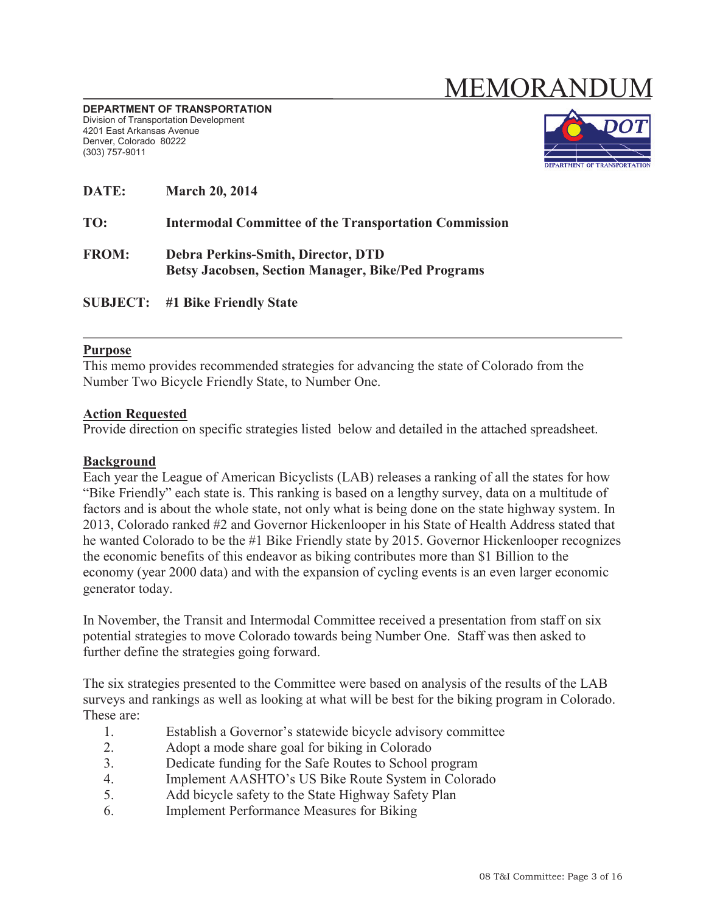# MEMORANDUM

**DEPARTMENT OF TRANSPORTATION**
Division of Transportation Development
4201 East Arkansas Avenue
Denver, Colorado 80222
(303) 757-9011

**DATE:** **March 20, 2014**

**TO:** **Intermodal Committee of the Transportation Commission**

**FROM:** **Debra Perkins-Smith, Director, DTD**
**Betsy Jacobsen, Section Manager, Bike/Ped Programs**

**SUBJECT:** **#1 Bike Friendly State**

---

**Purpose**

This memo provides recommended strategies for advancing the state of Colorado from the Number Two Bicycle Friendly State, to Number One.

**Action Requested**

Provide direction on specific strategies listed below and detailed in the attached spreadsheet.

**Background**

Each year the League of American Bicyclists (LAB) releases a ranking of all the states for how "Bike Friendly" each state is. This ranking is based on a lengthy survey, data on a multitude of factors and is about the whole state, not only what is being done on the state highway system. In 2013, Colorado ranked #2 and Governor Hickenlooper in his State of Health Address stated that he wanted Colorado to be the #1 Bike Friendly state by 2015. Governor Hickenlooper recognizes the economic benefits of this endeavor as biking contributes more than $1 Billion to the economy (year 2000 data) and with the expansion of cycling events is an even larger economic generator today.

In November, the Transit and Intermodal Committee received a presentation from staff on six potential strategies to move Colorado towards being Number One. Staff was then asked to further define the strategies going forward.

The six strategies presented to the Committee were based on analysis of the results of the LAB surveys and rankings as well as looking at what will be best for the biking program in Colorado. These are:

1. Establish a Governor's statewide bicycle advisory committee
2. Adopt a mode share goal for biking in Colorado
3. Dedicate funding for the Safe Routes to School program
4. Implement AASHTO's US Bike Route System in Colorado
5. Add bicycle safety to the State Highway Safety Plan
6. Implement Performance Measures for Biking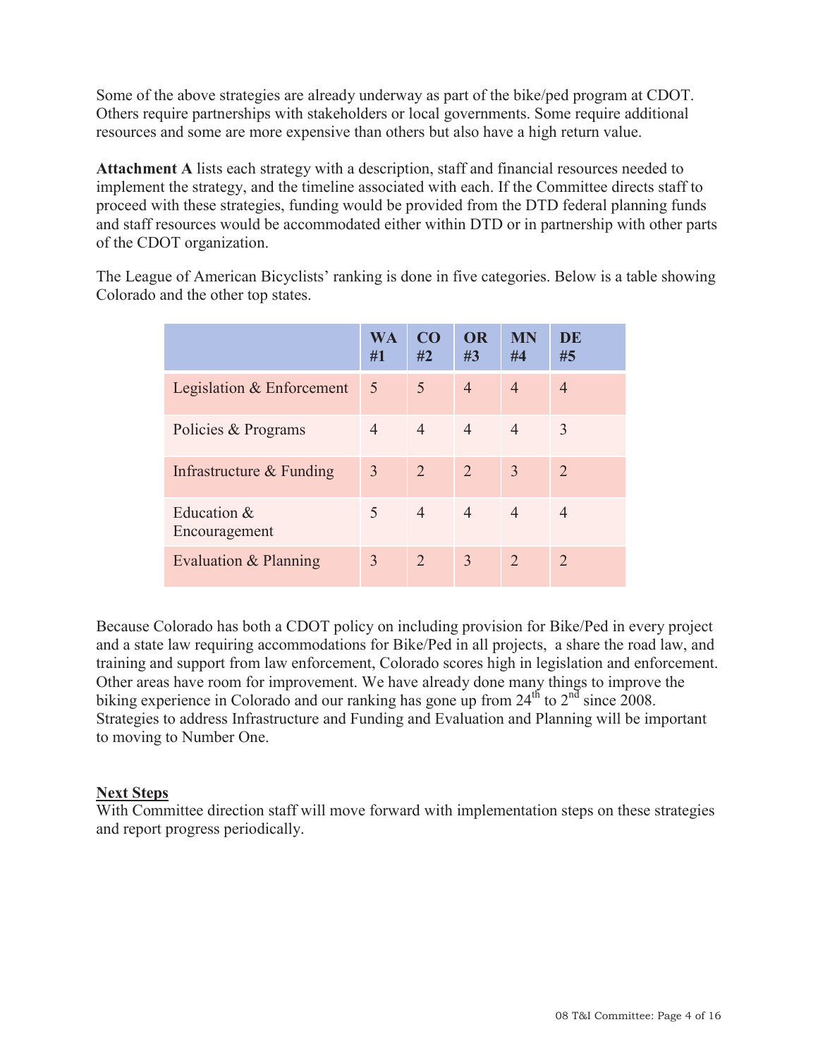Some of the above strategies are already underway as part of the bike/ped program at CDOT. Others require partnerships with stakeholders or local governments. Some require additional resources and some are more expensive than others but also have a high return value.

**Attachment A** lists each strategy with a description, staff and financial resources needed to implement the strategy, and the timeline associated with each. If the Committee directs staff to proceed with these strategies, funding would be provided from the DTD federal planning funds and staff resources would be accommodated either within DTD or in partnership with other parts of the CDOT organization.

The League of American Bicyclists' ranking is done in five categories. Below is a table showing Colorado and the other top states.

| | WA #1 | CO #2 | OR #3 | MN #4 | DE #5 |
|---|---|---|---|---|---|
| Legislation & Enforcement | 5 | 5 | 4 | 4 | 4 |
| Policies & Programs | 4 | 4 | 4 | 4 | 3 |
| Infrastructure & Funding | 3 | 2 | 2 | 3 | 2 |
| Education & Encouragement | 5 | 4 | 4 | 4 | 4 |
| Evaluation & Planning | 3 | 2 | 3 | 2 | 2 |

Because Colorado has both a CDOT policy on including provision for Bike/Ped in every project and a state law requiring accommodations for Bike/Ped in all projects, a share the road law, and training and support from law enforcement, Colorado scores high in legislation and enforcement. Other areas have room for improvement. We have already done many things to improve the biking experience in Colorado and our ranking has gone up from 24th to 2nd since 2008. Strategies to address Infrastructure and Funding and Evaluation and Planning will be important to moving to Number One.

**Next Steps**

With Committee direction staff will move forward with implementation steps on these strategies and report progress periodically.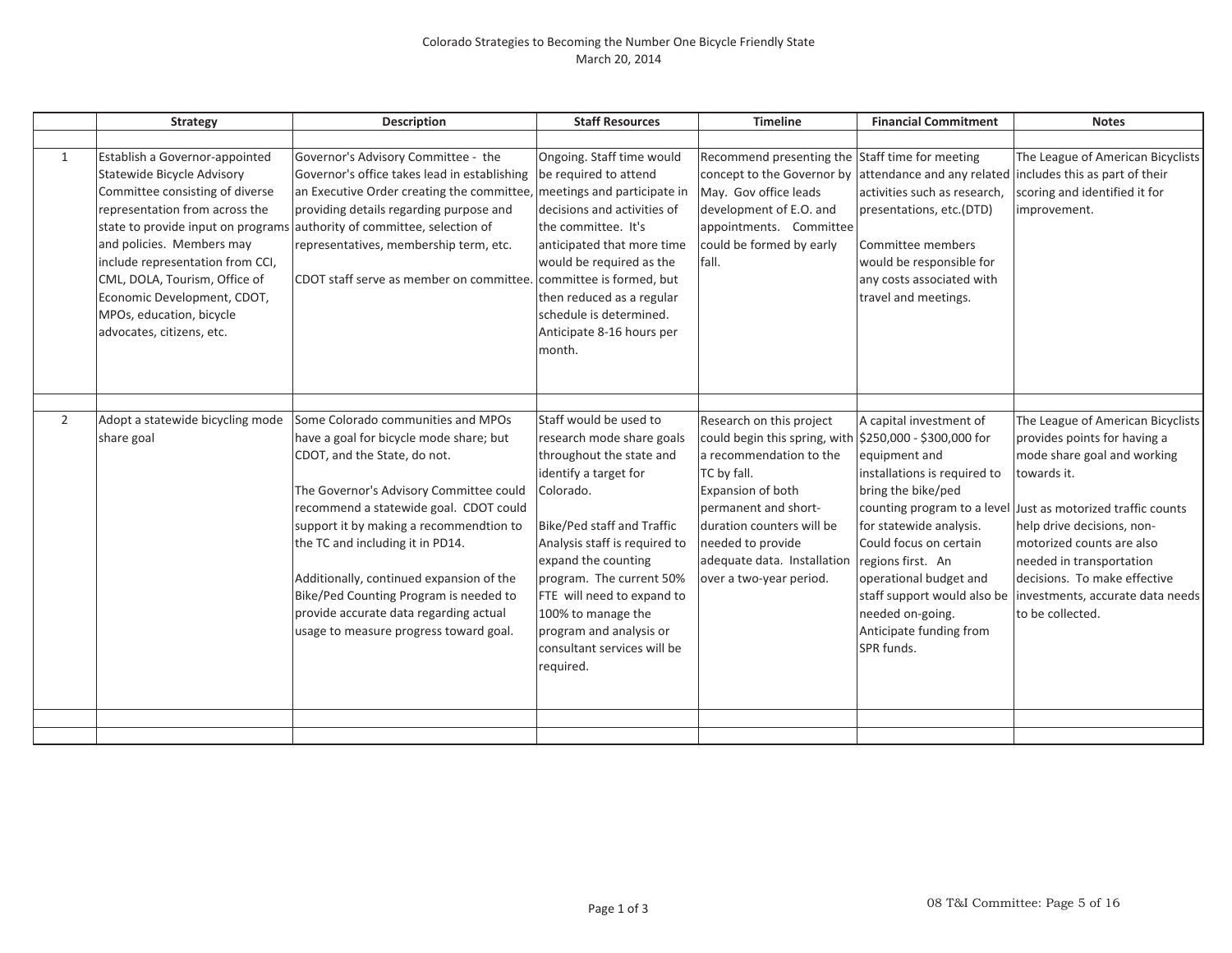Colorado Strategies to Becoming the Number One Bicycle Friendly State
March 20, 2014

| | Strategy | Description | Staff Resources | Timeline | Financial Commitment | Notes |
|---|---|---|---|---|---|---|
| 1 | Establish a Governor-appointed Statewide Bicycle Advisory Committee consisting of diverse representation from across the state to provide input on programs and policies. Members may include representation from CCI, CML, DOLA, Tourism, Office of Economic Development, CDOT, MPOs, education, bicycle advocates, citizens, etc. | Governor's Advisory Committee - the Governor's office takes lead in establishing an Executive Order creating the committee, providing details regarding purpose and authority of committee, selection of representatives, membership term, etc.<br><br>CDOT staff serve as member on committee. | Ongoing. Staff time would be required to attend meetings and participate in decisions and activities of the committee. It's anticipated that more time would be required as the committee is formed, but then reduced as a regular schedule is determined. Anticipate 8-16 hours per month. | Recommend presenting the concept to the Governor by May. Gov office leads development of E.O. and appointments. Committee could be formed by early fall. | Staff time for meeting attendance and any related activities such as research, presentations, etc.(DTD)<br><br>Committee members would be responsible for any costs associated with travel and meetings. | The League of American Bicyclists includes this as part of their scoring and identified it for improvement. |
| 2 | Adopt a statewide bicycling mode share goal | Some Colorado communities and MPOs have a goal for bicycle mode share; but CDOT, and the State, do not.<br><br>The Governor's Advisory Committee could recommend a statewide goal. CDOT could support it by making a recommendtion to the TC and including it in PD14.<br><br>Additionally, continued expansion of the Bike/Ped Counting Program is needed to provide accurate data regarding actual usage to measure progress toward goal. | Staff would be used to research mode share goals throughout the state and identify a target for Colorado.<br><br>Bike/Ped staff and Traffic Analysis staff is required to expand the counting program. The current 50% FTE will need to expand to 100% to manage the program and analysis or consultant services will be required. | Research on this project could begin this spring, with a recommendation to the TC by fall.<br>Expansion of both permanent and short-duration counters will be needed to provide adequate data. Installation over a two-year period. | A capital investment of \$250,000 - \$300,000 for equipment and installations is required to bring the bike/ped counting program to a level for statewide analysis. Could focus on certain regions first. An operational budget and staff support would also be needed on-going. Anticipate funding from SPR funds. | The League of American Bicyclists provides points for having a mode share goal and working towards it.<br><br>Just as motorized traffic counts help drive decisions, non-motorized counts are also needed in transportation decisions. To make effective investments, accurate data needs to be collected. |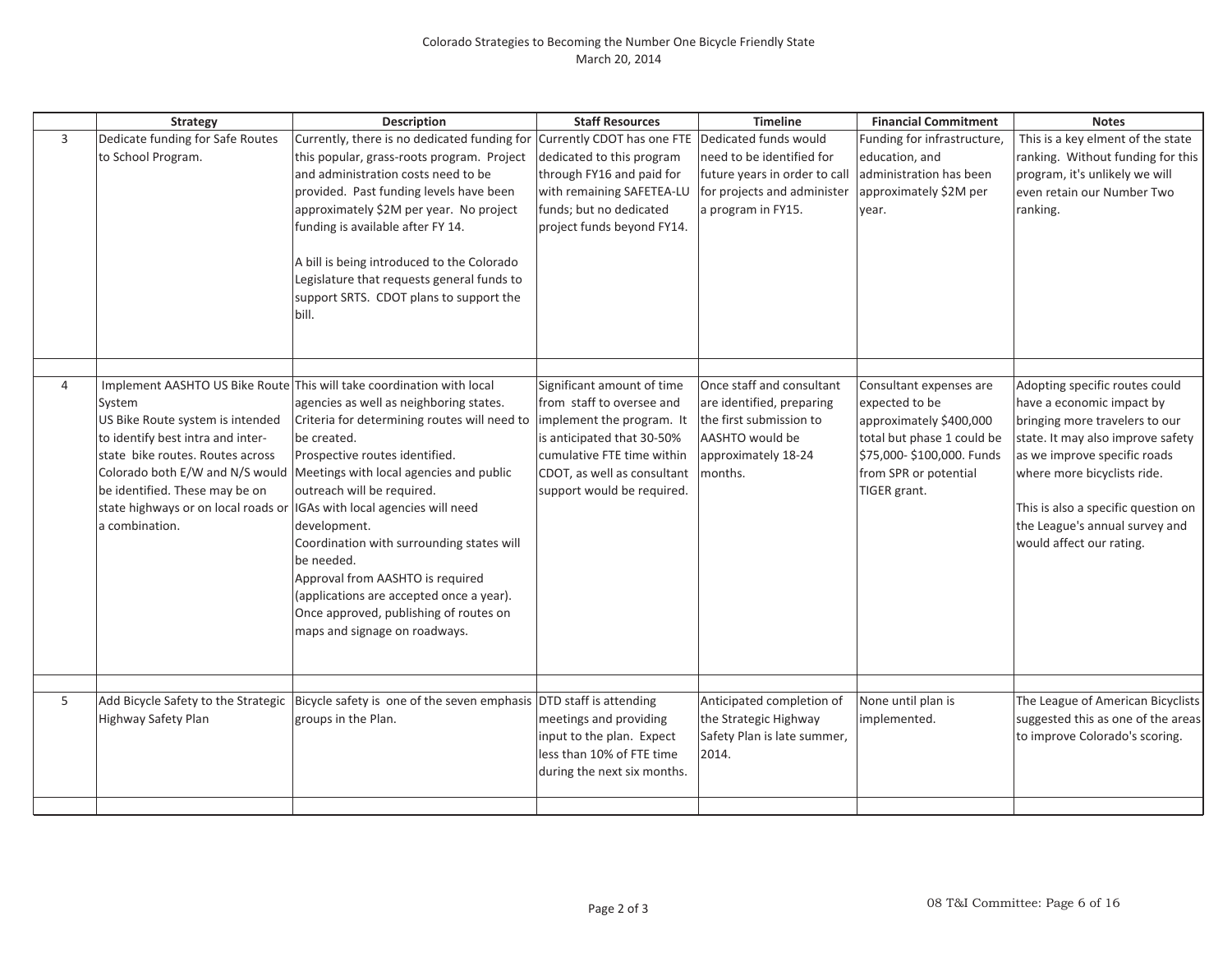Colorado Strategies to Becoming the Number One Bicycle Friendly State
March 20, 2014

| | Strategy | Description | Staff Resources | Timeline | Financial Commitment | Notes |
|---|---|---|---|---|---|---|
| 3 | Dedicate funding for Safe Routes to School Program. | Currently, there is no dedicated funding for this popular, grass-roots program. Project and administration costs need to be provided. Past funding levels have been approximately $2M per year. No project funding is available after FY 14.<br><br>A bill is being introduced to the Colorado Legislature that requests general funds to support SRTS. CDOT plans to support the bill. | Currently CDOT has one FTE dedicated to this program through FY16 and paid for with remaining SAFETEA-LU funds; but no dedicated project funds beyond FY14. | Dedicated funds would need to be identified for future years in order to call for projects and administer a program in FY15. | Funding for infrastructure, education, and administration has been approximately $2M per year. | This is a key elment of the state ranking. Without funding for this program, it's unlikely we will even retain our Number Two ranking. |
| | | | | | | |
| 4 | Implement AASHTO US Bike Route System<br>US Bike Route system is intended to identify best intra and inter-state bike routes. Routes across Colorado both E/W and N/S would be identified. These may be on state highways or on local roads or a combination. | This will take coordination with local agencies as well as neighboring states.<br>Criteria for determining routes will need to be created.<br>Prospective routes identified.<br>Meetings with local agencies and public outreach will be required.<br>IGAs with local agencies will need development.<br>Coordination with surrounding states will be needed.<br>Approval from AASHTO is required (applications are accepted once a year).<br>Once approved, publishing of routes on maps and signage on roadways. | Significant amount of time from staff to oversee and implement the program. It is anticipated that 30-50% cumulative FTE time within CDOT, as well as consultant support would be required. | Once staff and consultant are identified, preparing the first submission to AASHTO would be approximately 18-24 months. | Consultant expenses are expected to be approximately $400,000 total but phase 1 could be $75,000- $100,000. Funds from SPR or potential TIGER grant. | Adopting specific routes could have a economic impact by bringing more travelers to our state. It may also improve safety as we improve specific roads where more bicyclists ride.<br><br>This is also a specific question on the League's annual survey and would affect our rating. |
| | | | | | | |
| 5 | Add Bicycle Safety to the Strategic Highway Safety Plan | Bicycle safety is one of the seven emphasis groups in the Plan. | DTD staff is attending meetings and providing input to the plan. Expect less than 10% of FTE time during the next six months. | Anticipated completion of the Strategic Highway Safety Plan is late summer, 2014. | None until plan is implemented. | The League of American Bicyclists suggested this as one of the areas to improve Colorado's scoring. |
| | | | | | | |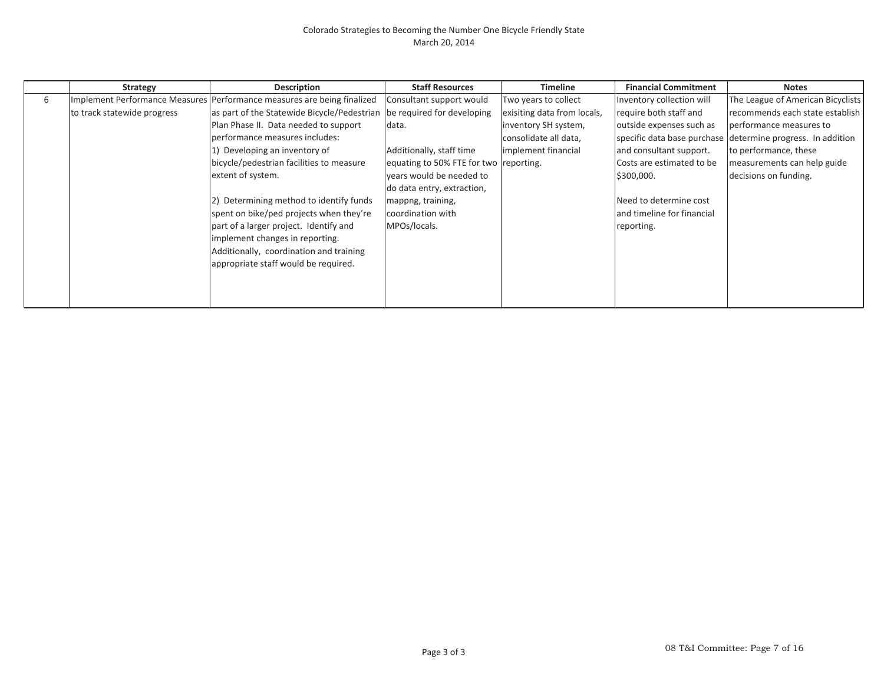Colorado Strategies to Becoming the Number One Bicycle Friendly State
March 20, 2014

| | Strategy | Description | Staff Resources | Timeline | Financial Commitment | Notes |
|---|---|---|---|---|---|---|
| 6 | Implement Performance Measures to track statewide progress | Performance measures are being finalized as part of the Statewide Bicycle/Pedestrian Plan Phase II. Data needed to support performance measures includes:<br>1) Developing an inventory of bicycle/pedestrian facilities to measure extent of system.<br><br>2) Determining method to identify funds spent on bike/ped projects when they're part of a larger project. Identify and implement changes in reporting. Additionally, coordination and training appropriate staff would be required. | Consultant support would be required for developing data.<br><br>Additionally, staff time equating to 50% FTE for two years would be needed to do data entry, extraction, mappng, training, coordination with MPOs/locals. | Two years to collect exisiting data from locals, inventory SH system, consolidate all data, implement financial reporting. | Inventory collection will require both staff and outside expenses such as specific data base purchase and consultant support. Costs are estimated to be $300,000.<br><br>Need to determine cost and timeline for financial reporting. | The League of American Bicyclists recommends each state establish performance measures to determine progress. In addition to performance, these measurements can help guide decisions on funding. |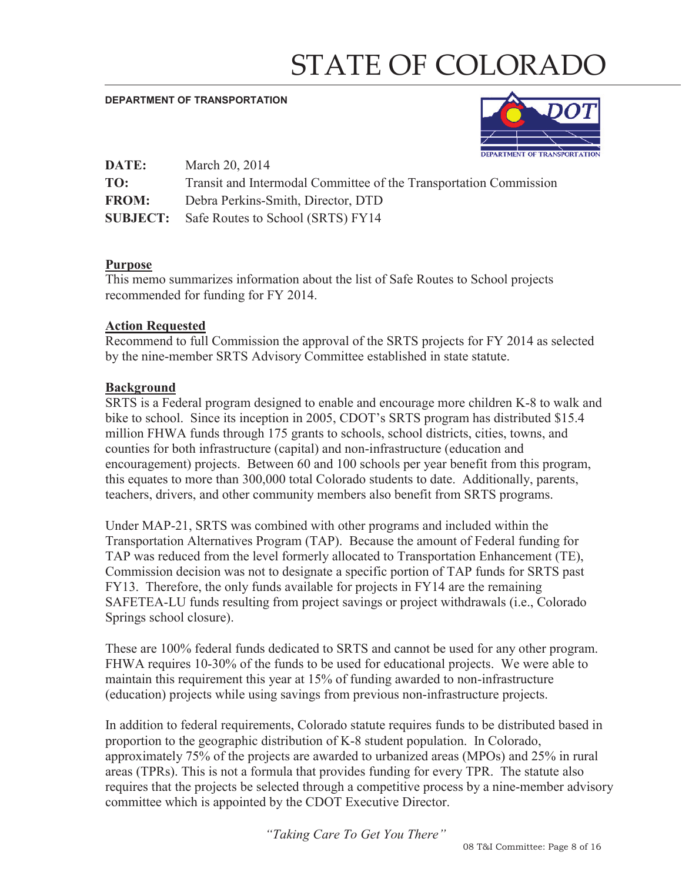# STATE OF COLORADO

**DEPARTMENT OF TRANSPORTATION**

| | |
|---|---|
| **DATE:** | March 20, 2014 |
| **TO:** | Transit and Intermodal Committee of the Transportation Commission |
| **FROM:** | Debra Perkins-Smith, Director, DTD |
| **SUBJECT:** | Safe Routes to School (SRTS) FY14 |

## Purpose

This memo summarizes information about the list of Safe Routes to School projects recommended for funding for FY 2014.

## Action Requested

Recommend to full Commission the approval of the SRTS projects for FY 2014 as selected by the nine-member SRTS Advisory Committee established in state statute.

## Background

SRTS is a Federal program designed to enable and encourage more children K-8 to walk and bike to school. Since its inception in 2005, CDOT's SRTS program has distributed $15.4 million FHWA funds through 175 grants to schools, school districts, cities, towns, and counties for both infrastructure (capital) and non-infrastructure (education and encouragement) projects. Between 60 and 100 schools per year benefit from this program, this equates to more than 300,000 total Colorado students to date. Additionally, parents, teachers, drivers, and other community members also benefit from SRTS programs.

Under MAP-21, SRTS was combined with other programs and included within the Transportation Alternatives Program (TAP). Because the amount of Federal funding for TAP was reduced from the level formerly allocated to Transportation Enhancement (TE), Commission decision was not to designate a specific portion of TAP funds for SRTS past FY13. Therefore, the only funds available for projects in FY14 are the remaining SAFETEA-LU funds resulting from project savings or project withdrawals (i.e., Colorado Springs school closure).

These are 100% federal funds dedicated to SRTS and cannot be used for any other program. FHWA requires 10-30% of the funds to be used for educational projects. We were able to maintain this requirement this year at 15% of funding awarded to non-infrastructure (education) projects while using savings from previous non-infrastructure projects.

In addition to federal requirements, Colorado statute requires funds to be distributed based in proportion to the geographic distribution of K-8 student population. In Colorado, approximately 75% of the projects are awarded to urbanized areas (MPOs) and 25% in rural areas (TPRs). This is not a formula that provides funding for every TPR. The statute also requires that the projects be selected through a competitive process by a nine-member advisory committee which is appointed by the CDOT Executive Director.

*"Taking Care To Get You There"*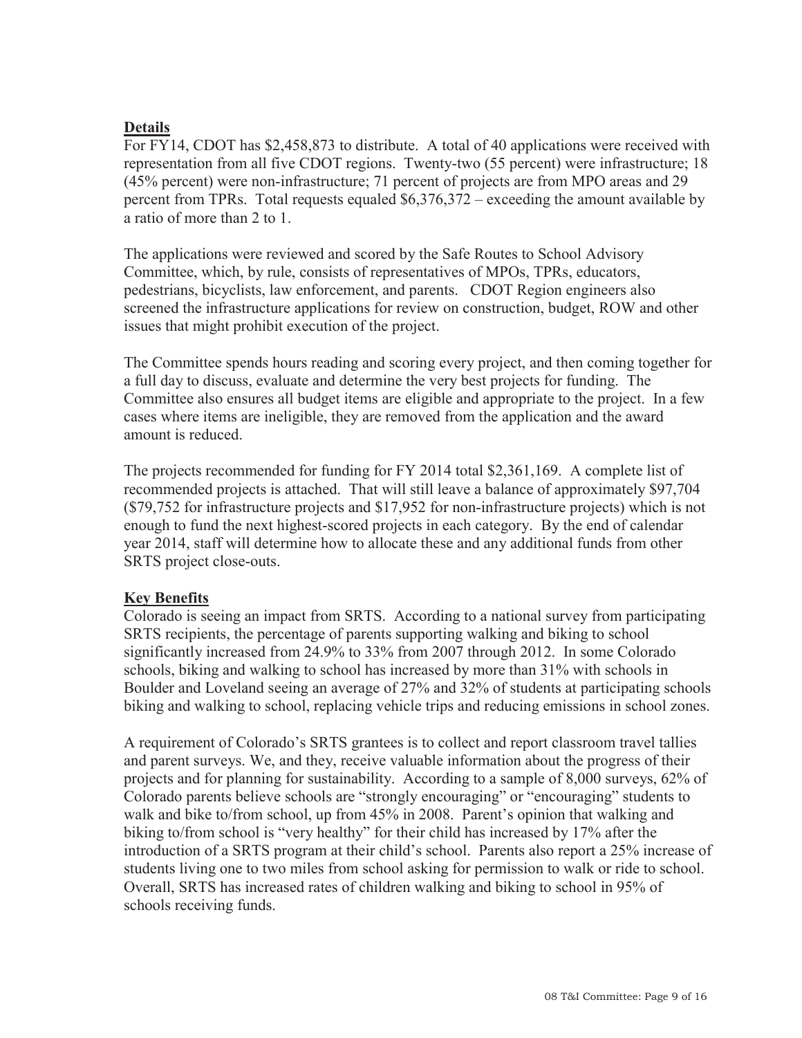**Details**

For FY14, CDOT has $2,458,873 to distribute. A total of 40 applications were received with representation from all five CDOT regions. Twenty-two (55 percent) were infrastructure; 18 (45% percent) were non-infrastructure; 71 percent of projects are from MPO areas and 29 percent from TPRs. Total requests equaled $6,376,372 – exceeding the amount available by a ratio of more than 2 to 1.

The applications were reviewed and scored by the Safe Routes to School Advisory Committee, which, by rule, consists of representatives of MPOs, TPRs, educators, pedestrians, bicyclists, law enforcement, and parents. CDOT Region engineers also screened the infrastructure applications for review on construction, budget, ROW and other issues that might prohibit execution of the project.

The Committee spends hours reading and scoring every project, and then coming together for a full day to discuss, evaluate and determine the very best projects for funding. The Committee also ensures all budget items are eligible and appropriate to the project. In a few cases where items are ineligible, they are removed from the application and the award amount is reduced.

The projects recommended for funding for FY 2014 total $2,361,169. A complete list of recommended projects is attached. That will still leave a balance of approximately $97,704 ($79,752 for infrastructure projects and $17,952 for non-infrastructure projects) which is not enough to fund the next highest-scored projects in each category. By the end of calendar year 2014, staff will determine how to allocate these and any additional funds from other SRTS project close-outs.

**Key Benefits**

Colorado is seeing an impact from SRTS. According to a national survey from participating SRTS recipients, the percentage of parents supporting walking and biking to school significantly increased from 24.9% to 33% from 2007 through 2012. In some Colorado schools, biking and walking to school has increased by more than 31% with schools in Boulder and Loveland seeing an average of 27% and 32% of students at participating schools biking and walking to school, replacing vehicle trips and reducing emissions in school zones.

A requirement of Colorado's SRTS grantees is to collect and report classroom travel tallies and parent surveys. We, and they, receive valuable information about the progress of their projects and for planning for sustainability. According to a sample of 8,000 surveys, 62% of Colorado parents believe schools are "strongly encouraging" or "encouraging" students to walk and bike to/from school, up from 45% in 2008. Parent's opinion that walking and biking to/from school is "very healthy" for their child has increased by 17% after the introduction of a SRTS program at their child's school. Parents also report a 25% increase of students living one to two miles from school asking for permission to walk or ride to school. Overall, SRTS has increased rates of children walking and biking to school in 95% of schools receiving funds.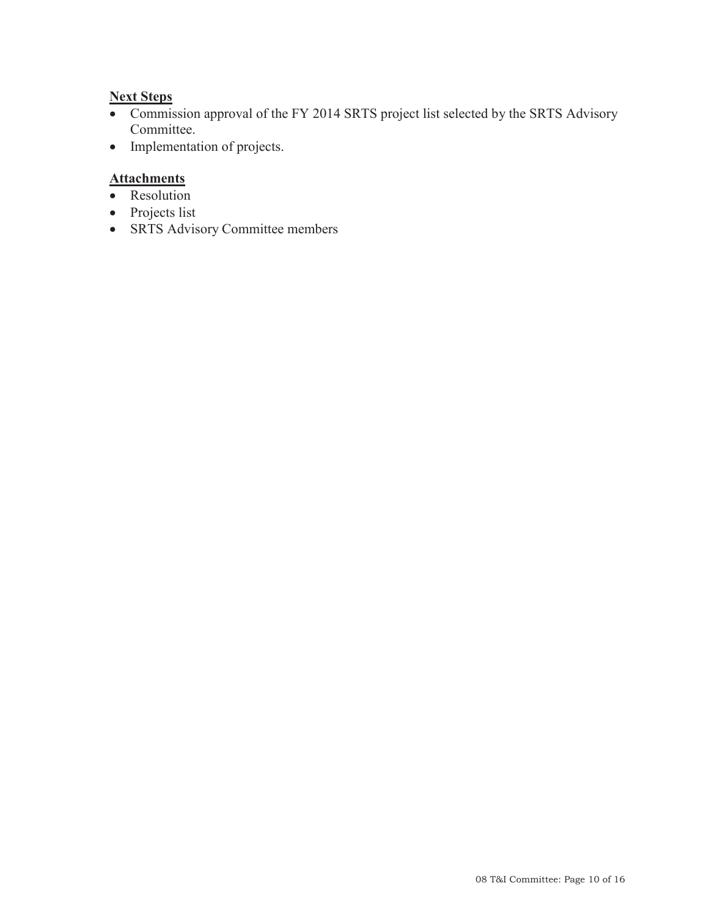**Next Steps**

- Commission approval of the FY 2014 SRTS project list selected by the SRTS Advisory Committee.
- Implementation of projects.

**Attachments**

- Resolution
- Projects list
- SRTS Advisory Committee members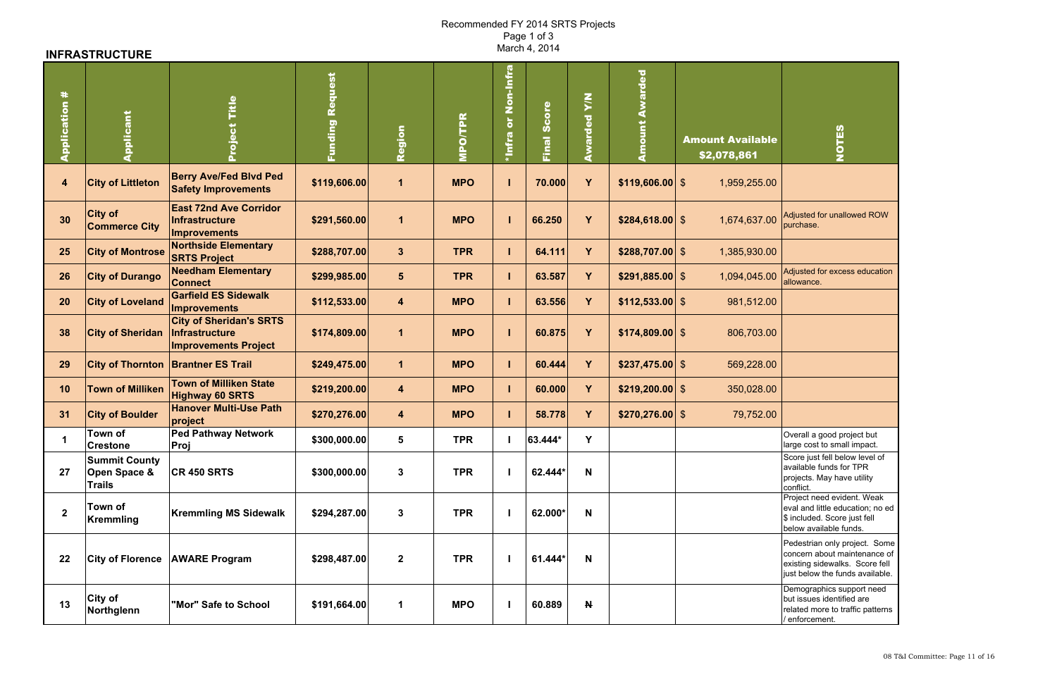# Recommended FY 2014 SRTS Projects

Page 1 of 3

March 4, 2014

## INFRASTRUCTURE

| Application # | Applicant | Project Title | Funding Request | Region | MPO/TPR | *Infra or Non-Infra | Final Score | Awarded Y/N | Amount Awarded | Amount Available $2,078,861 | NOTES |
|---|---|---|---|---|---|---|---|---|---|---|---|
| 4 | City of Littleton | Berry Ave/Fed Blvd Ped Safety Improvements | $119,606.00 | 1 | MPO | I | 70.000 | Y | $119,606.00 | $ 1,959,255.00 | |
| 30 | City of Commerce City | East 72nd Ave Corridor Infrastructure Improvements | $291,560.00 | 1 | MPO | I | 66.250 | Y | $284,618.00 | $ 1,674,637.00 | Adjusted for unallowed ROW purchase. |
| 25 | City of Montrose | Northside Elementary SRTS Project | $288,707.00 | 3 | TPR | I | 64.111 | Y | $288,707.00 | $ 1,385,930.00 | |
| 26 | City of Durango | Needham Elementary Connect | $299,985.00 | 5 | TPR | I | 63.587 | Y | $291,885.00 | $ 1,094,045.00 | Adjusted for excess education allowance. |
| 20 | City of Loveland | Garfield ES Sidewalk Improvements | $112,533.00 | 4 | MPO | I | 63.556 | Y | $112,533.00 | $ 981,512.00 | |
| 38 | City of Sheridan | City of Sheridan's SRTS Infrastructure Improvements Project | $174,809.00 | 1 | MPO | I | 60.875 | Y | $174,809.00 | $ 806,703.00 | |
| 29 | City of Thornton | Brantner ES Trail | $249,475.00 | 1 | MPO | I | 60.444 | Y | $237,475.00 | $ 569,228.00 | |
| 10 | Town of Milliken | Town of Milliken State Highway 60 SRTS | $219,200.00 | 4 | MPO | I | 60.000 | Y | $219,200.00 | $ 350,028.00 | |
| 31 | City of Boulder | Hanover Multi-Use Path project | $270,276.00 | 4 | MPO | I | 58.778 | Y | $270,276.00 | $ 79,752.00 | |
| 1 | Town of Crestone | Ped Pathway Network Proj | $300,000.00 | 5 | TPR | I | 63.444* | Y | | | Overall a good project but large cost to small impact. |
| 27 | Summit County Open Space & Trails | CR 450 SRTS | $300,000.00 | 3 | TPR | I | 62.444* | N | | | Score just fell below level of available funds for TPR projects. May have utility conflict. |
| 2 | Town of Kremmling | Kremmling MS Sidewalk | $294,287.00 | 3 | TPR | I | 62.000* | N | | | Project need evident. Weak eval and little education; no ed $ included. Score just fell below available funds. |
| 22 | City of Florence | AWARE Program | $298,487.00 | 2 | TPR | I | 61.444* | N | | | Pedestrian only project. Some concern about maintenance of existing sidewalks. Score fell just below the funds available. |
| 13 | City of Northglenn | "Mor" Safe to School | $191,664.00 | 1 | MPO | I | 60.889 | N | | | Demographics support need but issues identified are related more to traffic patterns / enforcement. |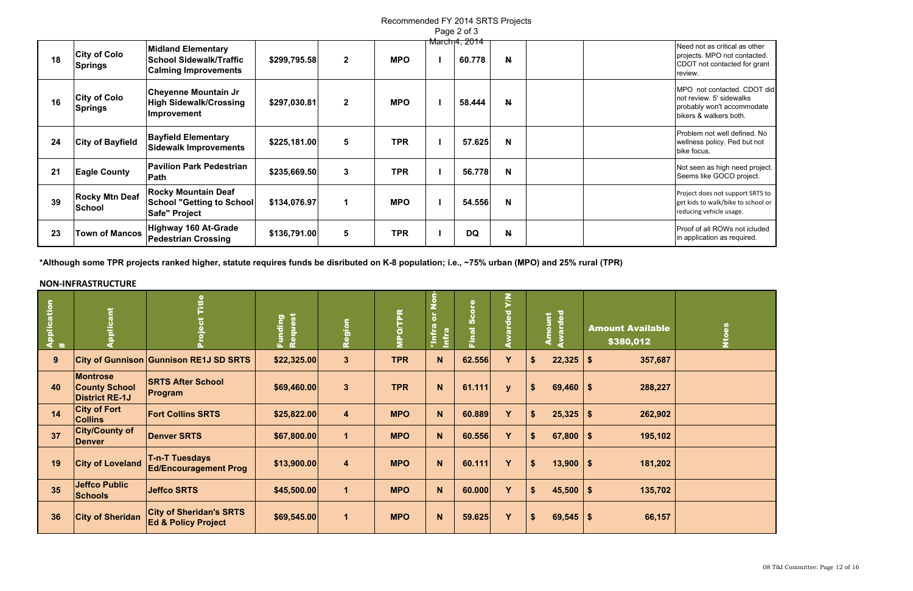Recommended FY 2014 SRTS Projects
Page 2 of 3
March 4, 2014

| | | | | | | | | | | | |
|---|---|---|---|---|---|---|---|---|---|---|---|
| 18 | City of Colo Springs | Midland Elementary School Sidewalk/Traffic Calming Improvements | $299,795.58 | 2 | MPO | I | 60.778 | N | | | Need not as critical as other projects. MPO not contacted. CDOT not contacted for grant review. |
| 16 | City of Colo Springs | Cheyenne Mountain Jr High Sidewalk/Crossing Improvement | $297,030.81 | 2 | MPO | I | 58.444 | N | | | MPO not contacted. CDOT did not review. 5' sidewalks probably won't accommodate bikers & walkers both. |
| 24 | City of Bayfield | Bayfield Elementary Sidewalk Improvements | $225,181.00 | 5 | TPR | I | 57.625 | N | | | Problem not well defined. No wellness policy. Ped but not bike focus. |
| 21 | Eagle County | Pavilion Park Pedestrian Path | $235,669.50 | 3 | TPR | I | 56.778 | N | | | Not seen as high need project. Seems like GOCO project. |
| 39 | Rocky Mtn Deaf School | Rocky Mountain Deaf School "Getting to School Safe" Project | $134,076.97 | 1 | MPO | I | 54.556 | N | | | Project does not support SRTS to get kids to walk/bike to school or reducing vehicle usage. |
| 23 | Town of Mancos | Highway 160 At-Grade Pedestrian Crossing | $136,791.00 | 5 | TPR | I | DQ | N | | | Proof of all ROWs not icluded in application as required. |

**\*Although some TPR projects ranked higher, statute requires funds be disributed on K-8 population; i.e., ~75% urban (MPO) and 25% rural (TPR)**

**NON-INFRASTRUCTURE**

| Application # | Applicant | Project Title | Funding Request | Region | MPO/TPR | *Infra or Non-Infra | Final Score | Awarded Y/N | Amount Awarded | Amount Available $380,012 | Ntoes |
|---|---|---|---|---|---|---|---|---|---|---|---|
| 9 | City of Gunnison | Gunnison RE1J SD SRTS | $22,325.00 | 3 | TPR | N | 62.556 | Y | $ 22,325 | $ 357,687 | |
| 40 | Montrose County School District RE-1J | SRTS After School Program | $69,460.00 | 3 | TPR | N | 61.111 | y | $ 69,460 | $ 288,227 | |
| 14 | City of Fort Collins | Fort Collins SRTS | $25,822.00 | 4 | MPO | N | 60.889 | Y | $ 25,325 | $ 262,902 | |
| 37 | City/County of Denver | Denver SRTS | $67,800.00 | 1 | MPO | N | 60.556 | Y | $ 67,800 | $ 195,102 | |
| 19 | City of Loveland | T-n-T Tuesdays Ed/Encouragement Prog | $13,900.00 | 4 | MPO | N | 60.111 | Y | $ 13,900 | $ 181,202 | |
| 35 | Jeffco Public Schools | Jeffco SRTS | $45,500.00 | 1 | MPO | N | 60.000 | Y | $ 45,500 | $ 135,702 | |
| 36 | City of Sheridan | City of Sheridan's SRTS Ed & Policy Project | $69,545.00 | 1 | MPO | N | 59.625 | Y | $ 69,545 | $ 66,157 | |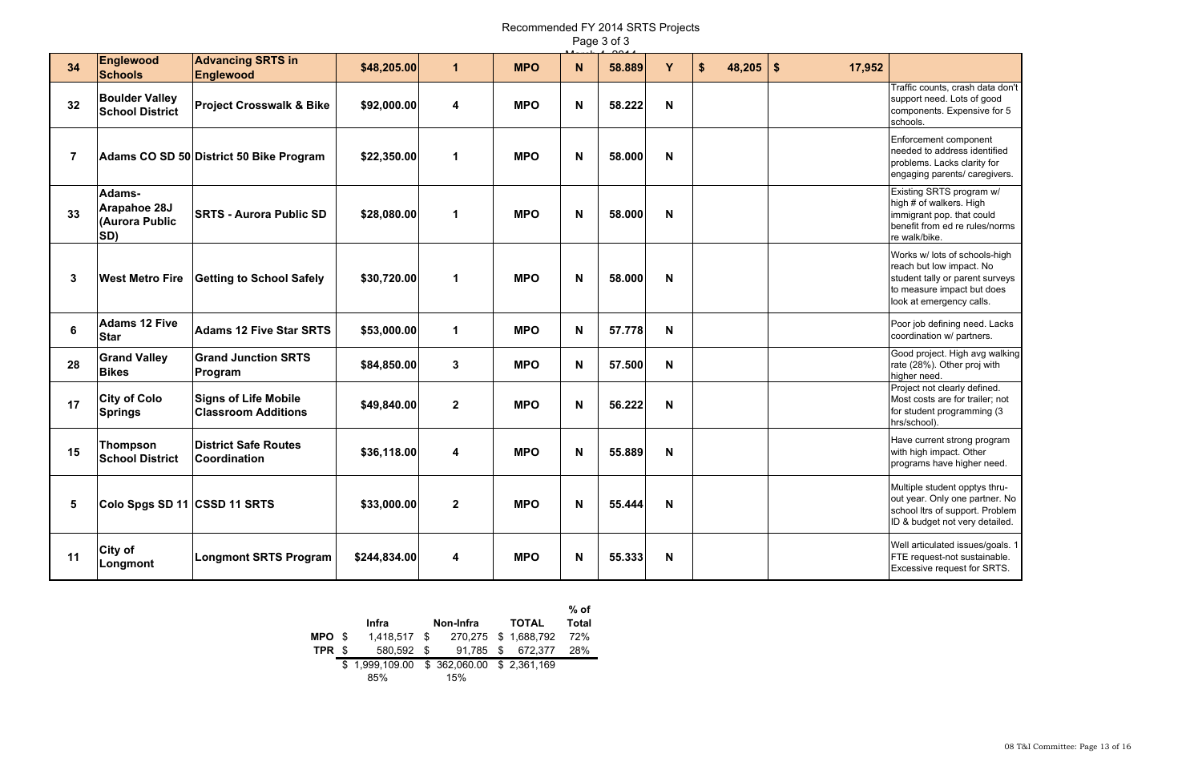Recommended FY 2014 SRTS Projects

Page 3 of 3

| | | | | | | | | | | | |
|---|---|---|---|---|---|---|---|---|---|---|---|
| 34 | **Englewood Schools** | **Advancing SRTS in Englewood** | $48,205.00 | 1 | MPO | N | 58.889 | Y | $ 48,205 | $ 17,952 | |
| 32 | **Boulder Valley School District** | **Project Crosswalk & Bike** | $92,000.00 | 4 | MPO | N | 58.222 | N | | | Traffic counts, crash data don't support need. Lots of good components. Expensive for 5 schools. |
| 7 | **Adams CO SD 50** | **District 50 Bike Program** | $22,350.00 | 1 | MPO | N | 58.000 | N | | | Enforcement component needed to address identified problems. Lacks clarity for engaging parents/ caregivers. |
| 33 | **Adams-Arapahoe 28J (Aurora Public SD)** | **SRTS - Aurora Public SD** | $28,080.00 | 1 | MPO | N | 58.000 | N | | | Existing SRTS program w/ high # of walkers. High immigrant pop. that could benefit from ed re rules/norms re walk/bike. |
| 3 | **West Metro Fire** | **Getting to School Safely** | $30,720.00 | 1 | MPO | N | 58.000 | N | | | Works w/ lots of schools-high reach but low impact. No student tally or parent surveys to measure impact but does look at emergency calls. |
| 6 | **Adams 12 Five Star** | **Adams 12 Five Star SRTS** | $53,000.00 | 1 | MPO | N | 57.778 | N | | | Poor job defining need. Lacks coordination w/ partners. |
| 28 | **Grand Valley Bikes** | **Grand Junction SRTS Program** | $84,850.00 | 3 | MPO | N | 57.500 | N | | | Good project. High avg walking rate (28%). Other proj with higher need. |
| 17 | **City of Colo Springs** | **Signs of Life Mobile Classroom Additions** | $49,840.00 | 2 | MPO | N | 56.222 | N | | | Project not clearly defined. Most costs are for trailer; not for student programming (3 hrs/school). |
| 15 | **Thompson School District** | **District Safe Routes Coordination** | $36,118.00 | 4 | MPO | N | 55.889 | N | | | Have current strong program with high impact. Other programs have higher need. |
| 5 | **Colo Spgs SD 11** | **CSSD 11 SRTS** | $33,000.00 | 2 | MPO | N | 55.444 | N | | | Multiple student opptys thru-out year. Only one partner. No school ltrs of support. Problem ID & budget not very detailed. |
| 11 | **City of Longmont** | **Longmont SRTS Program** | $244,834.00 | 4 | MPO | N | 55.333 | N | | | Well articulated issues/goals. 1 FTE request-not sustainable. Excessive request for SRTS. |

| | Infra | Non-Infra | TOTAL | % of Total |
|---|---|---|---|---|
| **MPO** | $ 1,418,517 | $ 270,275 | $ 1,688,792 | 72% |
| **TPR** | $ 580,592 | $ 91,785 | $ 672,377 | 28% |
| | $ 1,999,109.00 | $ 362,060.00 | $ 2,361,169 | |
| | 85% | 15% | | |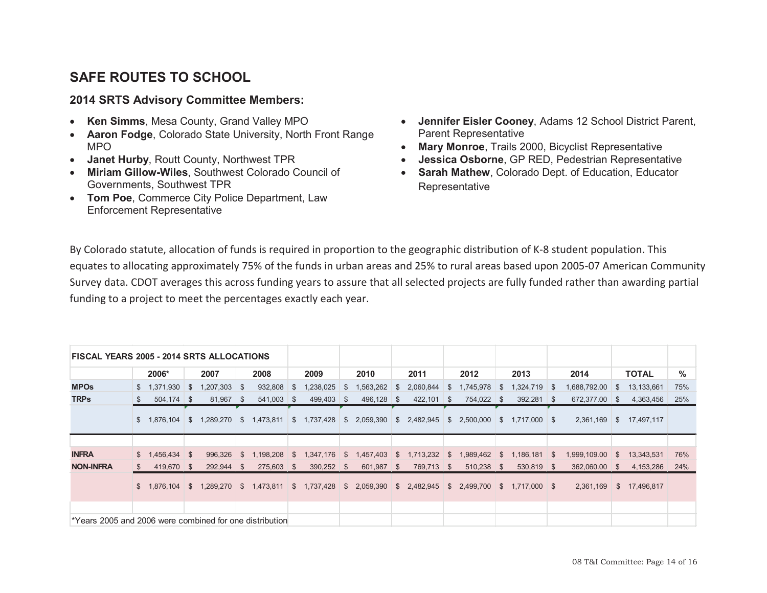## SAFE ROUTES TO SCHOOL

### 2014 SRTS Advisory Committee Members:

- **Ken Simms**, Mesa County, Grand Valley MPO
- **Aaron Fodge**, Colorado State University, North Front Range MPO
- **Janet Hurby**, Routt County, Northwest TPR
- **Miriam Gillow-Wiles**, Southwest Colorado Council of Governments, Southwest TPR
- **Tom Poe**, Commerce City Police Department, Law Enforcement Representative
- **Jennifer Eisler Cooney**, Adams 12 School District Parent, Parent Representative
- **Mary Monroe**, Trails 2000, Bicyclist Representative
- **Jessica Osborne**, GP RED, Pedestrian Representative
- **Sarah Mathew**, Colorado Dept. of Education, Educator Representative

By Colorado statute, allocation of funds is required in proportion to the geographic distribution of K-8 student population. This equates to allocating approximately 75% of the funds in urban areas and 25% to rural areas based upon 2005-07 American Community Survey data. CDOT averages this across funding years to assure that all selected projects are fully funded rather than awarding partial funding to a project to meet the percentages exactly each year.

| FISCAL YEARS 2005 - 2014 SRTS ALLOCATIONS | | | | | | | | | | | |
|---|---|---|---|---|---|---|---|---|---|---|---|
| | 2006* | 2007 | 2008 | 2009 | 2010 | 2011 | 2012 | 2013 | 2014 | TOTAL | % |
| **MPOs** | $ 1,371,930 | $ 1,207,303 | $ 932,808 | $ 1,238,025 | $ 1,563,262 | $ 2,060,844 | $ 1,745,978 | $ 1,324,719 | $ 1,688,792.00 | $ 13,133,661 | 75% |
| **TRPs** | $ 504,174 | $ 81,967 | $ 541,003 | $ 499,403 | $ 496,128 | $ 422,101 | $ 754,022 | $ 392,281 | $ 672,377.00 | $ 4,363,456 | 25% |
| | $ 1,876,104 | $ 1,289,270 | $ 1,473,811 | $ 1,737,428 | $ 2,059,390 | $ 2,482,945 | $ 2,500,000 | $ 1,717,000 | $ 2,361,169 | $ 17,497,117 | |
| | | | | | | | | | | | |
| **INFRA** | $ 1,456,434 | $ 996,326 | $ 1,198,208 | $ 1,347,176 | $ 1,457,403 | $ 1,713,232 | $ 1,989,462 | $ 1,186,181 | $ 1,999,109.00 | $ 13,343,531 | 76% |
| **NON-INFRA** | $ 419,670 | $ 292,944 | $ 275,603 | $ 390,252 | $ 601,987 | $ 769,713 | $ 510,238 | $ 530,819 | $ 362,060.00 | $ 4,153,286 | 24% |
| | $ 1,876,104 | $ 1,289,270 | $ 1,473,811 | $ 1,737,428 | $ 2,059,390 | $ 2,482,945 | $ 2,499,700 | $ 1,717,000 | $ 2,361,169 | $ 17,496,817 | |
| *Years 2005 and 2006 were combined for one distribution | | | | | | | | | | | |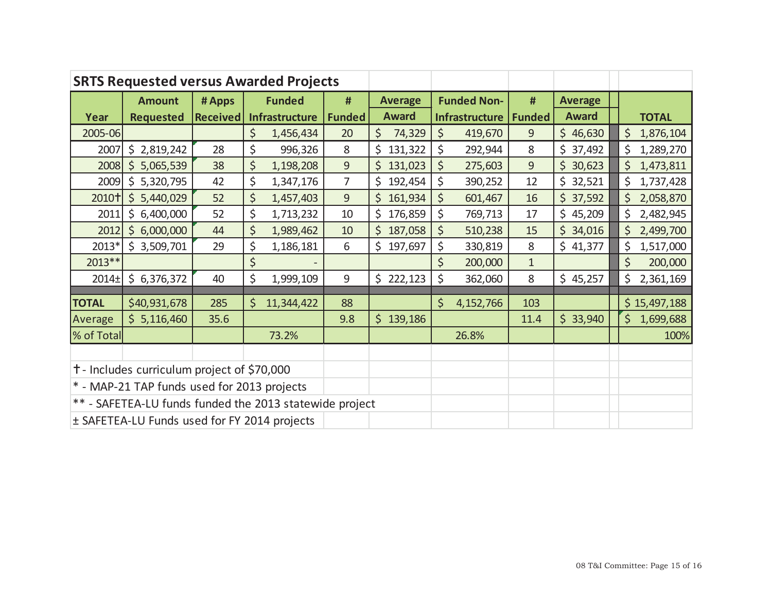## SRTS Requested versus Awarded Projects

| Year | Amount Requested | # Apps Received | Funded Infrastructure | # Funded | Average Award | Funded Non-Infrastructure | # Funded | Average Award | TOTAL |
|---|---|---|---|---|---|---|---|---|---|
| 2005-06 | | | $ 1,456,434 | 20 | $ 74,329 | $ 419,670 | 9 | $ 46,630 | $ 1,876,104 |
| 2007 | $ 2,819,242 | 28 | $ 996,326 | 8 | $ 131,322 | $ 292,944 | 8 | $ 37,492 | $ 1,289,270 |
| 2008 | $ 5,065,539 | 38 | $ 1,198,208 | 9 | $ 131,023 | $ 275,603 | 9 | $ 30,623 | $ 1,473,811 |
| 2009 | $ 5,320,795 | 42 | $ 1,347,176 | 7 | $ 192,454 | $ 390,252 | 12 | $ 32,521 | $ 1,737,428 |
| 2010† | $ 5,440,029 | 52 | $ 1,457,403 | 9 | $ 161,934 | $ 601,467 | 16 | $ 37,592 | $ 2,058,870 |
| 2011 | $ 6,400,000 | 52 | $ 1,713,232 | 10 | $ 176,859 | $ 769,713 | 17 | $ 45,209 | $ 2,482,945 |
| 2012 | $ 6,000,000 | 44 | $ 1,989,462 | 10 | $ 187,058 | $ 510,238 | 15 | $ 34,016 | $ 2,499,700 |
| 2013* | $ 3,509,701 | 29 | $ 1,186,181 | 6 | $ 197,697 | $ 330,819 | 8 | $ 41,377 | $ 1,517,000 |
| 2013** | | | $ - | | | $ 200,000 | 1 | | $ 200,000 |
| 2014± | $ 6,376,372 | 40 | $ 1,999,109 | 9 | $ 222,123 | $ 362,060 | 8 | $ 45,257 | $ 2,361,169 |
| **TOTAL** | $40,931,678 | 285 | $ 11,344,422 | 88 | | $ 4,152,766 | 103 | | $ 15,497,188 |
| Average | $ 5,116,460 | 35.6 | | 9.8 | $ 139,186 | | 11.4 | $ 33,940 | $ 1,699,688 |
| % of Total | | | 73.2% | | | 26.8% | | | 100% |

† - Includes curriculum project of $70,000

* - MAP-21 TAP funds used for 2013 projects

** - SAFETEA-LU funds funded the 2013 statewide project

± SAFETEA-LU Funds used for FY 2014 projects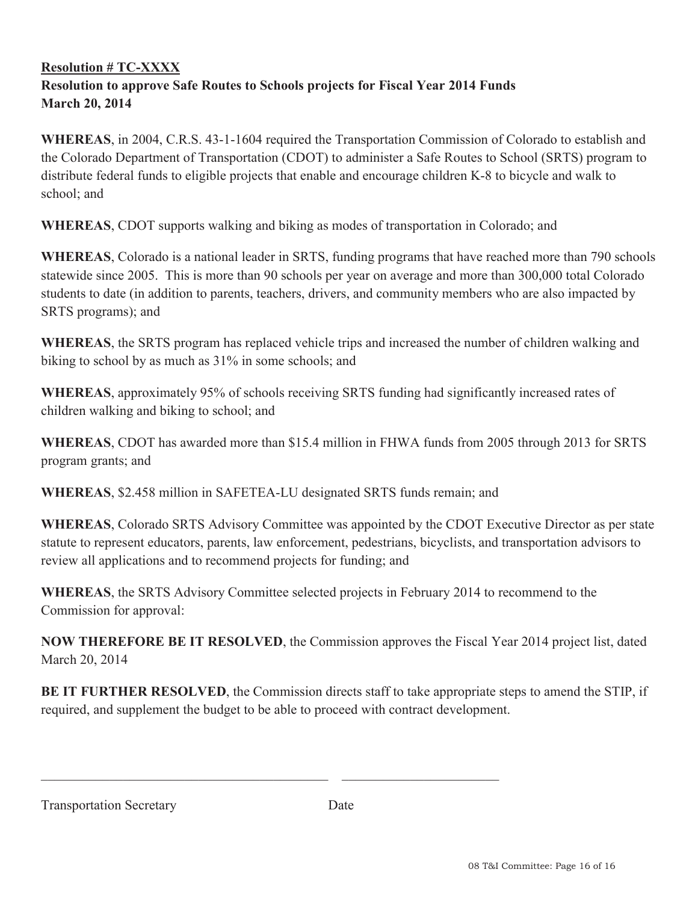**<u>Resolution # TC-XXXX</u>**
**Resolution to approve Safe Routes to Schools projects for Fiscal Year 2014 Funds**
**March 20, 2014**

**WHEREAS**, in 2004, C.R.S. 43-1-1604 required the Transportation Commission of Colorado to establish and the Colorado Department of Transportation (CDOT) to administer a Safe Routes to School (SRTS) program to distribute federal funds to eligible projects that enable and encourage children K-8 to bicycle and walk to school; and

**WHEREAS**, CDOT supports walking and biking as modes of transportation in Colorado; and

**WHEREAS**, Colorado is a national leader in SRTS, funding programs that have reached more than 790 schools statewide since 2005. This is more than 90 schools per year on average and more than 300,000 total Colorado students to date (in addition to parents, teachers, drivers, and community members who are also impacted by SRTS programs); and

**WHEREAS**, the SRTS program has replaced vehicle trips and increased the number of children walking and biking to school by as much as 31% in some schools; and

**WHEREAS**, approximately 95% of schools receiving SRTS funding had significantly increased rates of children walking and biking to school; and

**WHEREAS**, CDOT has awarded more than $15.4 million in FHWA funds from 2005 through 2013 for SRTS program grants; and

**WHEREAS**, $2.458 million in SAFETEA-LU designated SRTS funds remain; and

**WHEREAS**, Colorado SRTS Advisory Committee was appointed by the CDOT Executive Director as per state statute to represent educators, parents, law enforcement, pedestrians, bicyclists, and transportation advisors to review all applications and to recommend projects for funding; and

**WHEREAS**, the SRTS Advisory Committee selected projects in February 2014 to recommend to the Commission for approval:

**NOW THEREFORE BE IT RESOLVED**, the Commission approves the Fiscal Year 2014 project list, dated March 20, 2014

**BE IT FURTHER RESOLVED**, the Commission directs staff to take appropriate steps to amend the STIP, if required, and supplement the budget to be able to proceed with contract development.

\_\_\_\_\_\_\_\_\_\_\_\_\_\_\_\_\_\_\_\_\_\_\_\_\_\_\_\_\_\_\_\_\_\_\_\_\_\_\_\_ \_\_\_\_\_\_\_\_\_\_\_\_\_\_\_\_\_\_\_\_\_\_\_

Transportation Secretary Date